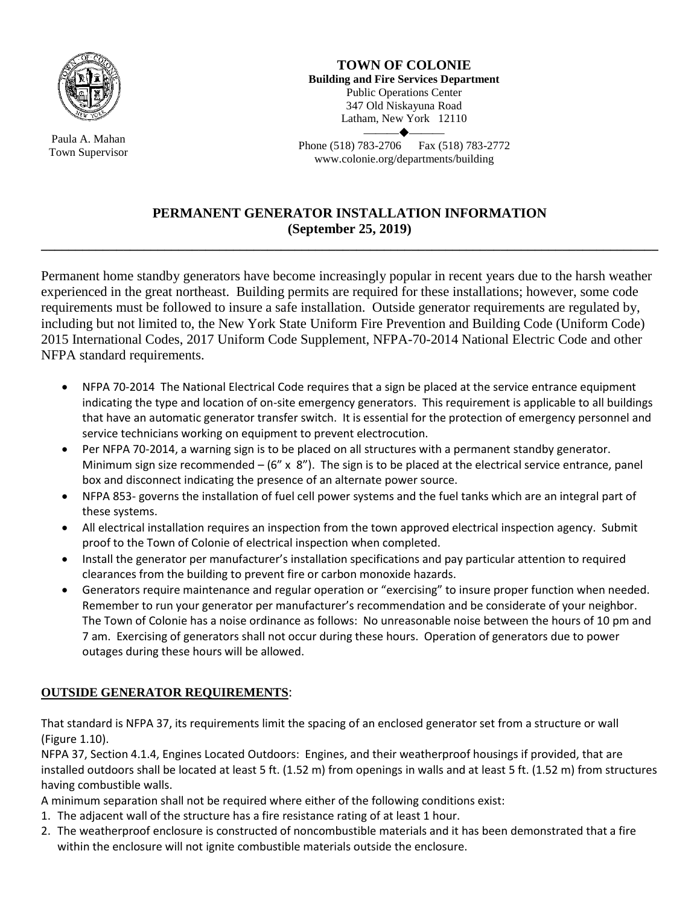Paula A. Mahan
Town Supervisor

**TOWN OF COLONIE**
**Building and Fire Services Department**
Public Operations Center
347 Old Niskayuna Road
Latham, New York 12110

Phone (518) 783-2706 Fax (518) 783-2772
www.colonie.org/departments/building

## PERMANENT GENERATOR INSTALLATION INFORMATION
## (September 25, 2019)

Permanent home standby generators have become increasingly popular in recent years due to the harsh weather experienced in the great northeast. Building permits are required for these installations; however, some code requirements must be followed to insure a safe installation. Outside generator requirements are regulated by, including but not limited to, the New York State Uniform Fire Prevention and Building Code (Uniform Code) 2015 International Codes, 2017 Uniform Code Supplement, NFPA-70-2014 National Electric Code and other NFPA standard requirements.

- NFPA 70-2014 The National Electrical Code requires that a sign be placed at the service entrance equipment indicating the type and location of on-site emergency generators. This requirement is applicable to all buildings that have an automatic generator transfer switch. It is essential for the protection of emergency personnel and service technicians working on equipment to prevent electrocution.
- Per NFPA 70-2014, a warning sign is to be placed on all structures with a permanent standby generator. Minimum sign size recommended – (6" x 8"). The sign is to be placed at the electrical service entrance, panel box and disconnect indicating the presence of an alternate power source.
- NFPA 853- governs the installation of fuel cell power systems and the fuel tanks which are an integral part of these systems.
- All electrical installation requires an inspection from the town approved electrical inspection agency. Submit proof to the Town of Colonie of electrical inspection when completed.
- Install the generator per manufacturer's installation specifications and pay particular attention to required clearances from the building to prevent fire or carbon monoxide hazards.
- Generators require maintenance and regular operation or "exercising" to insure proper function when needed. Remember to run your generator per manufacturer's recommendation and be considerate of your neighbor. The Town of Colonie has a noise ordinance as follows: No unreasonable noise between the hours of 10 pm and 7 am. Exercising of generators shall not occur during these hours. Operation of generators due to power outages during these hours will be allowed.

**OUTSIDE GENERATOR REQUIREMENTS**:

That standard is NFPA 37, its requirements limit the spacing of an enclosed generator set from a structure or wall (Figure 1.10).

NFPA 37, Section 4.1.4, Engines Located Outdoors: Engines, and their weatherproof housings if provided, that are installed outdoors shall be located at least 5 ft. (1.52 m) from openings in walls and at least 5 ft. (1.52 m) from structures having combustible walls.

A minimum separation shall not be required where either of the following conditions exist:

1. The adjacent wall of the structure has a fire resistance rating of at least 1 hour.
2. The weatherproof enclosure is constructed of noncombustible materials and it has been demonstrated that a fire within the enclosure will not ignite combustible materials outside the enclosure.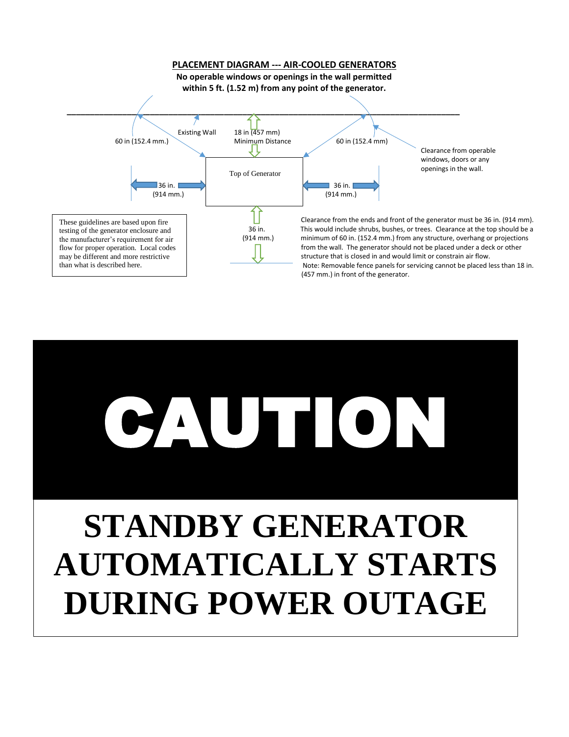## PLACEMENT DIAGRAM --- AIR-COOLED GENERATORS

**No operable windows or openings in the wall permitted within 5 ft. (1.52 m) from any point of the generator.**

Existing Wall

60 in (152.4 mm.)

18 in (457 mm) Minimum Distance

60 in (152.4 mm)

Clearance from operable windows, doors or any openings in the wall.

36 in. (914 mm.)

Top of Generator

36 in. (914 mm.)

36 in. (914 mm.)

These guidelines are based upon fire testing of the generator enclosure and the manufacturer's requirement for air flow for proper operation. Local codes may be different and more restrictive than what is described here.

Clearance from the ends and front of the generator must be 36 in. (914 mm). This would include shrubs, bushes, or trees. Clearance at the top should be a minimum of 60 in. (152.4 mm.) from any structure, overhang or projections from the wall. The generator should not be placed under a deck or other structure that is closed in and would limit or constrain air flow.

Note: Removable fence panels for servicing cannot be placed less than 18 in. (457 mm.) in front of the generator.

# CAUTION

# STANDBY GENERATOR AUTOMATICALLY STARTS DURING POWER OUTAGE